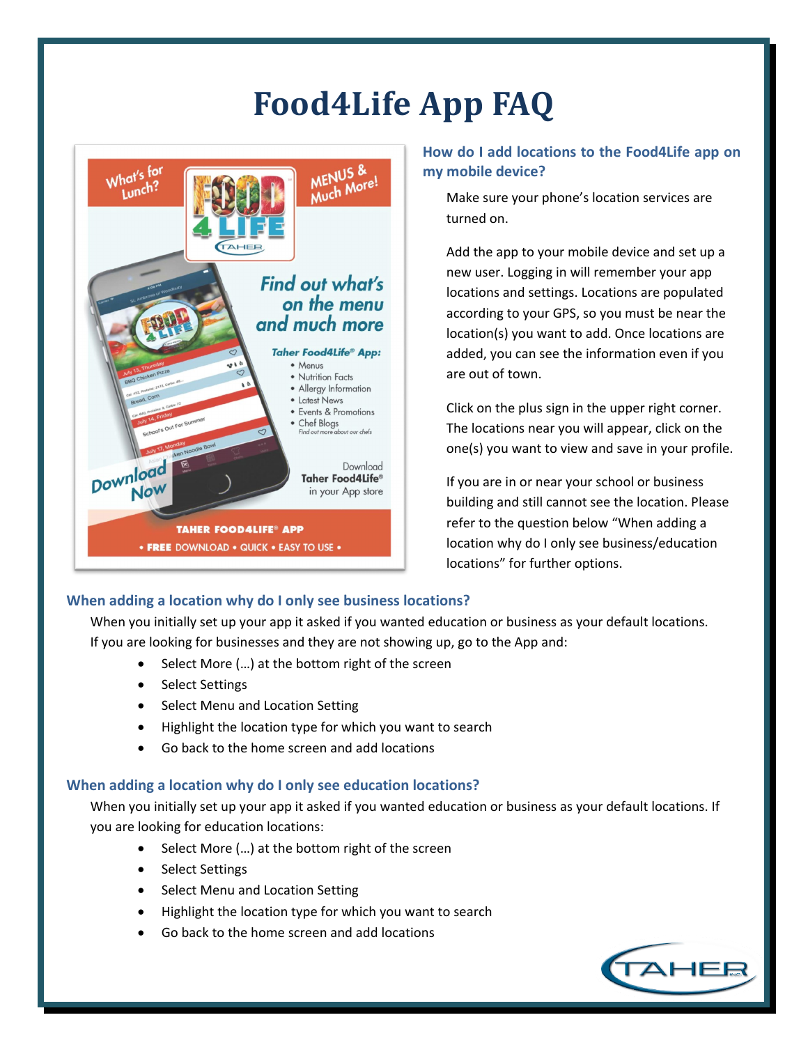# Food4Life App FAQ

## How do I add locations to the Food4Life app on my mobile device?

Make sure your phone's location services are turned on.

Add the app to your mobile device and set up a new user. Logging in will remember your app locations and settings. Locations are populated according to your GPS, so you must be near the location(s) you want to add. Once locations are added, you can see the information even if you are out of town.

Click on the plus sign in the upper right corner. The locations near you will appear, click on the one(s) you want to view and save in your profile.

If you are in or near your school or business building and still cannot see the location. Please refer to the question below "When adding a location why do I only see business/education locations" for further options.

## When adding a location why do I only see business locations?

When you initially set up your app it asked if you wanted education or business as your default locations. If you are looking for businesses and they are not showing up, go to the App and:

- Select More (…) at the bottom right of the screen
- Select Settings
- Select Menu and Location Setting
- Highlight the location type for which you want to search
- Go back to the home screen and add locations

## When adding a location why do I only see education locations?

When you initially set up your app it asked if you wanted education or business as your default locations. If you are looking for education locations:

- Select More (…) at the bottom right of the screen
- Select Settings
- Select Menu and Location Setting
- Highlight the location type for which you want to search
- Go back to the home screen and add locations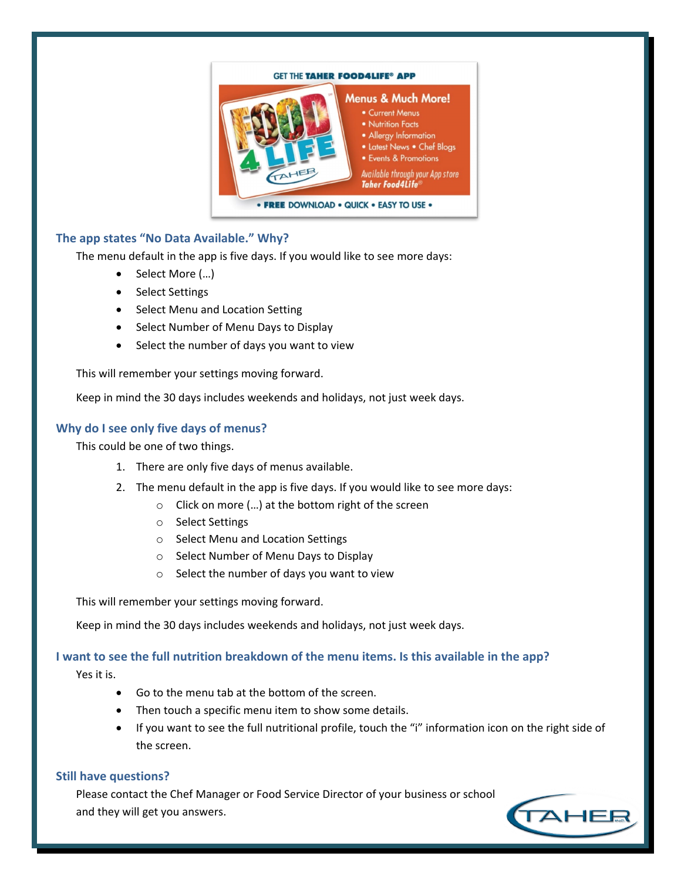GET THE TAHER FOOD4LIFE® APP

Menus & Much More!

- Current Menus
- Nutrition Facts
- Allergy Information
- Latest News • Chef Blogs
- Events & Promotions

*Available through your App store*
*Taher Food4Life®*

• FREE DOWNLOAD • QUICK • EASY TO USE •

## The app states "No Data Available." Why?

The menu default in the app is five days. If you would like to see more days:

- Select More (…)
- Select Settings
- Select Menu and Location Setting
- Select Number of Menu Days to Display
- Select the number of days you want to view

This will remember your settings moving forward.

Keep in mind the 30 days includes weekends and holidays, not just week days.

## Why do I see only five days of menus?

This could be one of two things.

1. There are only five days of menus available.
2. The menu default in the app is five days. If you would like to see more days:
   - Click on more (…) at the bottom right of the screen
   - Select Settings
   - Select Menu and Location Settings
   - Select Number of Menu Days to Display
   - Select the number of days you want to view

This will remember your settings moving forward.

Keep in mind the 30 days includes weekends and holidays, not just week days.

## I want to see the full nutrition breakdown of the menu items. Is this available in the app?

Yes it is.

- Go to the menu tab at the bottom of the screen.
- Then touch a specific menu item to show some details.
- If you want to see the full nutritional profile, touch the "i" information icon on the right side of the screen.

## Still have questions?

Please contact the Chef Manager or Food Service Director of your business or school and they will get you answers.